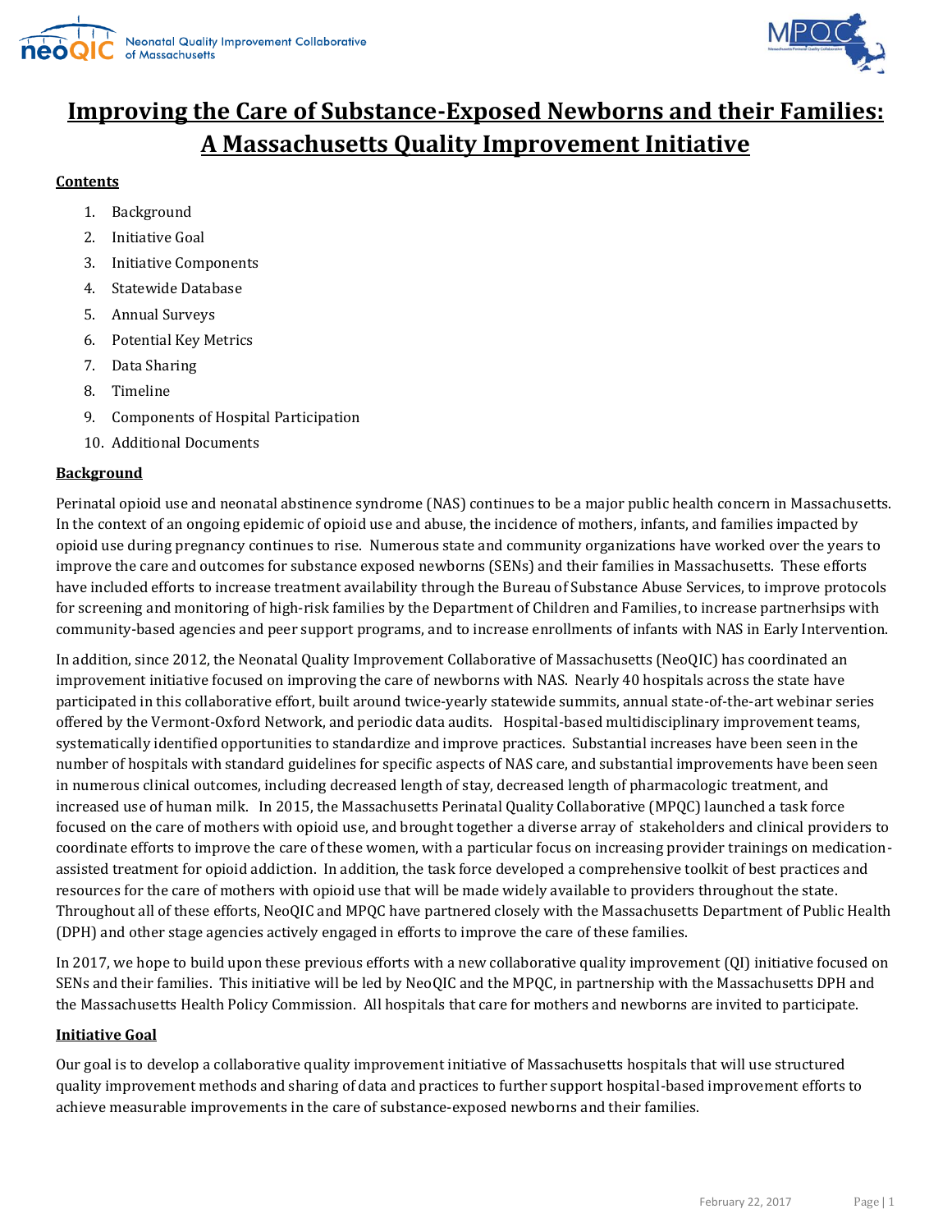# Improving the Care of Substance-Exposed Newborns and their Families: A Massachusetts Quality Improvement Initiative

**Contents**

1. Background
2. Initiative Goal
3. Initiative Components
4. Statewide Database
5. Annual Surveys
6. Potential Key Metrics
7. Data Sharing
8. Timeline
9. Components of Hospital Participation
10. Additional Documents

## Background

Perinatal opioid use and neonatal abstinence syndrome (NAS) continues to be a major public health concern in Massachusetts. In the context of an ongoing epidemic of opioid use and abuse, the incidence of mothers, infants, and families impacted by opioid use during pregnancy continues to rise. Numerous state and community organizations have worked over the years to improve the care and outcomes for substance exposed newborns (SENs) and their families in Massachusetts. These efforts have included efforts to increase treatment availability through the Bureau of Substance Abuse Services, to improve protocols for screening and monitoring of high-risk families by the Department of Children and Families, to increase partnerhsips with community-based agencies and peer support programs, and to increase enrollments of infants with NAS in Early Intervention.

In addition, since 2012, the Neonatal Quality Improvement Collaborative of Massachusetts (NeoQIC) has coordinated an improvement initiative focused on improving the care of newborns with NAS. Nearly 40 hospitals across the state have participated in this collaborative effort, built around twice-yearly statewide summits, annual state-of-the-art webinar series offered by the Vermont-Oxford Network, and periodic data audits. Hospital-based multidisciplinary improvement teams, systematically identified opportunities to standardize and improve practices. Substantial increases have been seen in the number of hospitals with standard guidelines for specific aspects of NAS care, and substantial improvements have been seen in numerous clinical outcomes, including decreased length of stay, decreased length of pharmacologic treatment, and increased use of human milk. In 2015, the Massachusetts Perinatal Quality Collaborative (MPQC) launched a task force focused on the care of mothers with opioid use, and brought together a diverse array of stakeholders and clinical providers to coordinate efforts to improve the care of these women, with a particular focus on increasing provider trainings on medication-assisted treatment for opioid addiction. In addition, the task force developed a comprehensive toolkit of best practices and resources for the care of mothers with opioid use that will be made widely available to providers throughout the state. Throughout all of these efforts, NeoQIC and MPQC have partnered closely with the Massachusetts Department of Public Health (DPH) and other stage agencies actively engaged in efforts to improve the care of these families.

In 2017, we hope to build upon these previous efforts with a new collaborative quality improvement (QI) initiative focused on SENs and their families. This initiative will be led by NeoQIC and the MPQC, in partnership with the Massachusetts DPH and the Massachusetts Health Policy Commission. All hospitals that care for mothers and newborns are invited to participate.

## Initiative Goal

Our goal is to develop a collaborative quality improvement initiative of Massachusetts hospitals that will use structured quality improvement methods and sharing of data and practices to further support hospital-based improvement efforts to achieve measurable improvements in the care of substance-exposed newborns and their families.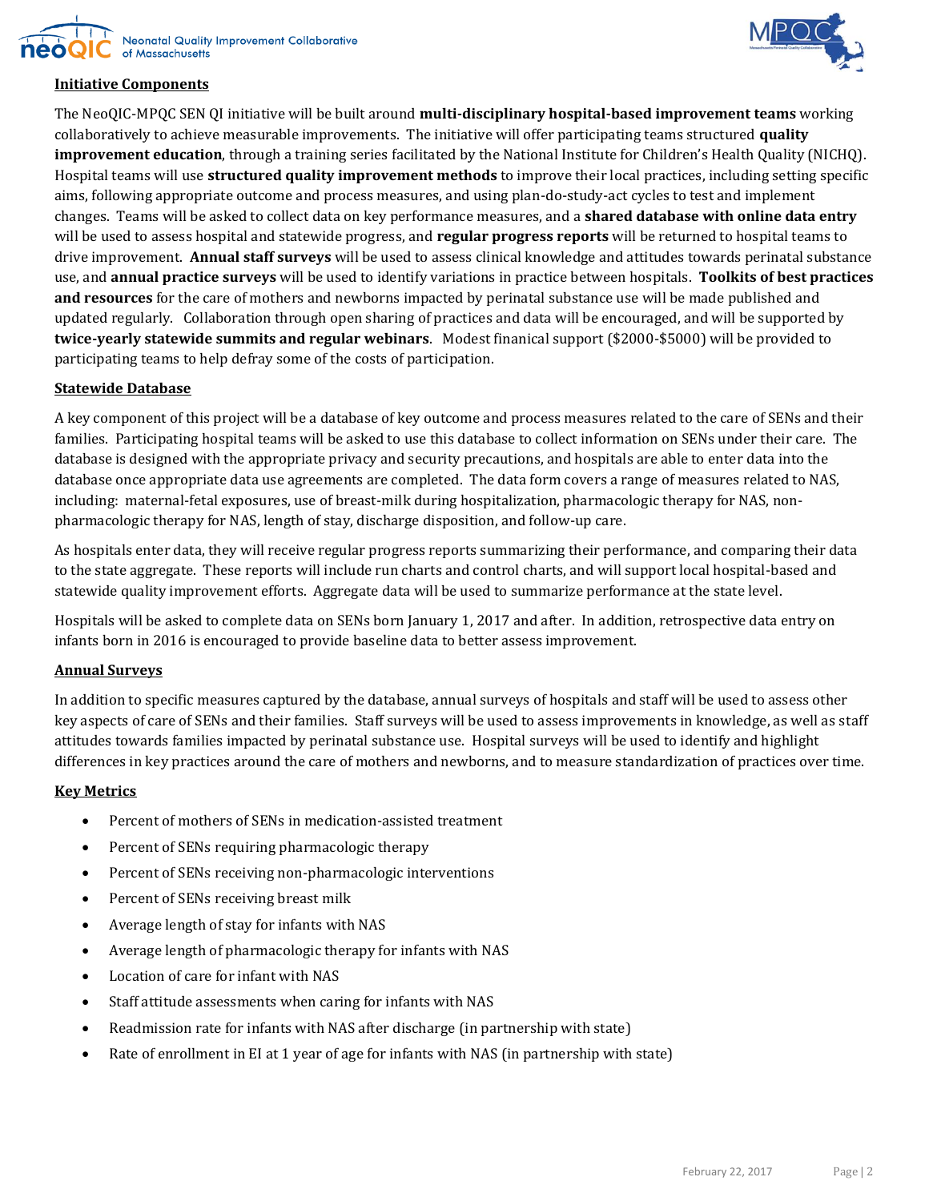## Initiative Components

The NeoQIC-MPQC SEN QI initiative will be built around **multi-disciplinary hospital-based improvement teams** working collaboratively to achieve measurable improvements. The initiative will offer participating teams structured **quality improvement education**, through a training series facilitated by the National Institute for Children's Health Quality (NICHQ). Hospital teams will use **structured quality improvement methods** to improve their local practices, including setting specific aims, following appropriate outcome and process measures, and using plan-do-study-act cycles to test and implement changes. Teams will be asked to collect data on key performance measures, and a **shared database with online data entry** will be used to assess hospital and statewide progress, and **regular progress reports** will be returned to hospital teams to drive improvement. **Annual staff surveys** will be used to assess clinical knowledge and attitudes towards perinatal substance use, and **annual practice surveys** will be used to identify variations in practice between hospitals. **Toolkits of best practices and resources** for the care of mothers and newborns impacted by perinatal substance use will be made published and updated regularly. Collaboration through open sharing of practices and data will be encouraged, and will be supported by **twice-yearly statewide summits and regular webinars**. Modest finanical support ($2000-$5000) will be provided to participating teams to help defray some of the costs of participation.

## Statewide Database

A key component of this project will be a database of key outcome and process measures related to the care of SENs and their families. Participating hospital teams will be asked to use this database to collect information on SENs under their care. The database is designed with the appropriate privacy and security precautions, and hospitals are able to enter data into the database once appropriate data use agreements are completed. The data form covers a range of measures related to NAS, including: maternal-fetal exposures, use of breast-milk during hospitalization, pharmacologic therapy for NAS, non-pharmacologic therapy for NAS, length of stay, discharge disposition, and follow-up care.

As hospitals enter data, they will receive regular progress reports summarizing their performance, and comparing their data to the state aggregate. These reports will include run charts and control charts, and will support local hospital-based and statewide quality improvement efforts. Aggregate data will be used to summarize performance at the state level.

Hospitals will be asked to complete data on SENs born January 1, 2017 and after. In addition, retrospective data entry on infants born in 2016 is encouraged to provide baseline data to better assess improvement.

## Annual Surveys

In addition to specific measures captured by the database, annual surveys of hospitals and staff will be used to assess other key aspects of care of SENs and their families. Staff surveys will be used to assess improvements in knowledge, as well as staff attitudes towards families impacted by perinatal substance use. Hospital surveys will be used to identify and highlight differences in key practices around the care of mothers and newborns, and to measure standardization of practices over time.

## Key Metrics

- Percent of mothers of SENs in medication-assisted treatment
- Percent of SENs requiring pharmacologic therapy
- Percent of SENs receiving non-pharmacologic interventions
- Percent of SENs receiving breast milk
- Average length of stay for infants with NAS
- Average length of pharmacologic therapy for infants with NAS
- Location of care for infant with NAS
- Staff attitude assessments when caring for infants with NAS
- Readmission rate for infants with NAS after discharge (in partnership with state)
- Rate of enrollment in EI at 1 year of age for infants with NAS (in partnership with state)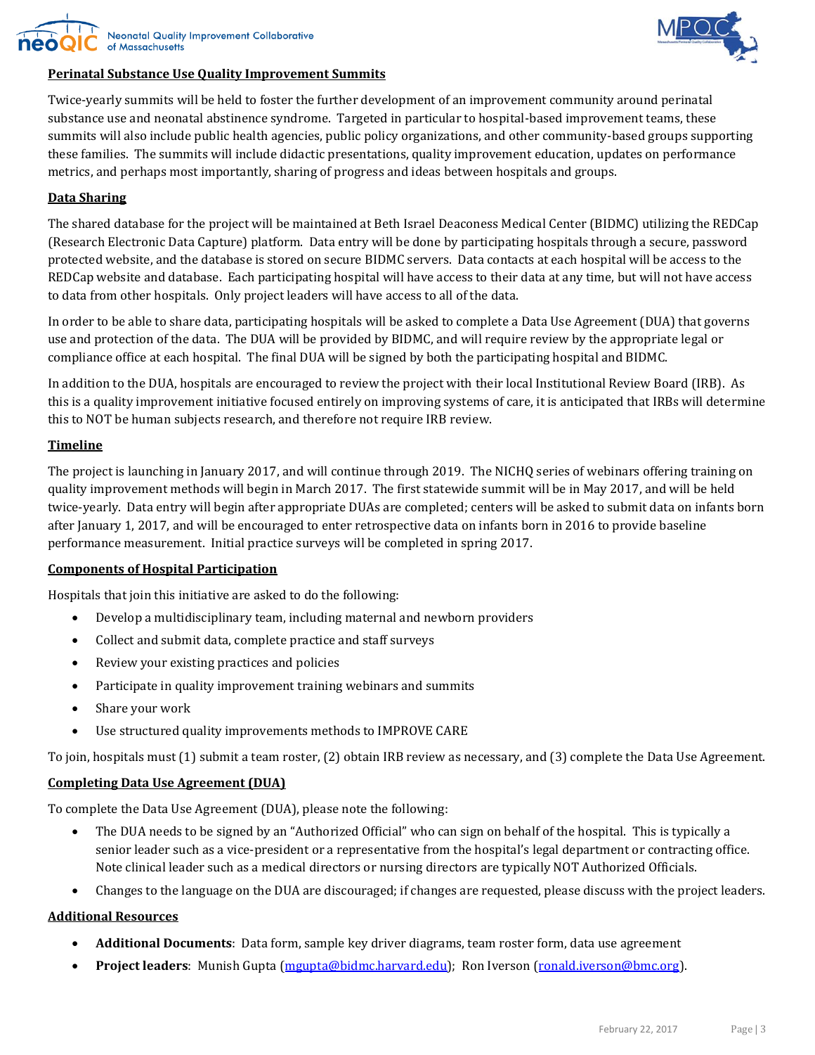## Perinatal Substance Use Quality Improvement Summits

Twice-yearly summits will be held to foster the further development of an improvement community around perinatal substance use and neonatal abstinence syndrome. Targeted in particular to hospital-based improvement teams, these summits will also include public health agencies, public policy organizations, and other community-based groups supporting these families. The summits will include didactic presentations, quality improvement education, updates on performance metrics, and perhaps most importantly, sharing of progress and ideas between hospitals and groups.

## Data Sharing

The shared database for the project will be maintained at Beth Israel Deaconess Medical Center (BIDMC) utilizing the REDCap (Research Electronic Data Capture) platform. Data entry will be done by participating hospitals through a secure, password protected website, and the database is stored on secure BIDMC servers. Data contacts at each hospital will be access to the REDCap website and database. Each participating hospital will have access to their data at any time, but will not have access to data from other hospitals. Only project leaders will have access to all of the data.

In order to be able to share data, participating hospitals will be asked to complete a Data Use Agreement (DUA) that governs use and protection of the data. The DUA will be provided by BIDMC, and will require review by the appropriate legal or compliance office at each hospital. The final DUA will be signed by both the participating hospital and BIDMC.

In addition to the DUA, hospitals are encouraged to review the project with their local Institutional Review Board (IRB). As this is a quality improvement initiative focused entirely on improving systems of care, it is anticipated that IRBs will determine this to NOT be human subjects research, and therefore not require IRB review.

## Timeline

The project is launching in January 2017, and will continue through 2019. The NICHQ series of webinars offering training on quality improvement methods will begin in March 2017. The first statewide summit will be in May 2017, and will be held twice-yearly. Data entry will begin after appropriate DUAs are completed; centers will be asked to submit data on infants born after January 1, 2017, and will be encouraged to enter retrospective data on infants born in 2016 to provide baseline performance measurement. Initial practice surveys will be completed in spring 2017.

## Components of Hospital Participation

Hospitals that join this initiative are asked to do the following:

- Develop a multidisciplinary team, including maternal and newborn providers
- Collect and submit data, complete practice and staff surveys
- Review your existing practices and policies
- Participate in quality improvement training webinars and summits
- Share your work
- Use structured quality improvements methods to IMPROVE CARE

To join, hospitals must (1) submit a team roster, (2) obtain IRB review as necessary, and (3) complete the Data Use Agreement.

## Completing Data Use Agreement (DUA)

To complete the Data Use Agreement (DUA), please note the following:

- The DUA needs to be signed by an "Authorized Official" who can sign on behalf of the hospital. This is typically a senior leader such as a vice-president or a representative from the hospital's legal department or contracting office. Note clinical leader such as a medical directors or nursing directors are typically NOT Authorized Officials.
- Changes to the language on the DUA are discouraged; if changes are requested, please discuss with the project leaders.

## Additional Resources

- **Additional Documents**: Data form, sample key driver diagrams, team roster form, data use agreement
- **Project leaders**: Munish Gupta (mgupta@bidmc.harvard.edu); Ron Iverson (ronald.iverson@bmc.org).